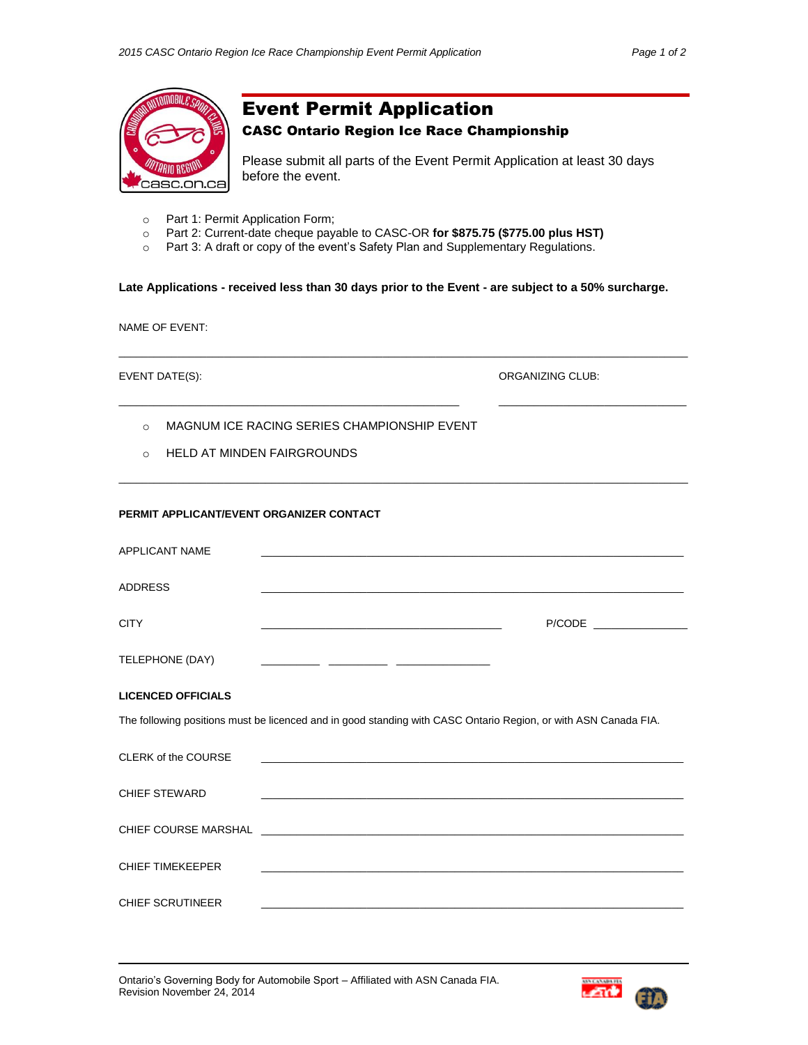# Event Permit Application

## CASC Ontario Region Ice Race Championship

Please submit all parts of the Event Permit Application at least 30 days before the event.

- Part 1: Permit Application Form;
- Part 2: Current-date cheque payable to CASC-OR **for $875.75 ($775.00 plus HST)**
- Part 3: A draft or copy of the event's Safety Plan and Supplementary Regulations.

**Late Applications - received less than 30 days prior to the Event - are subject to a 50% surcharge.**

NAME OF EVENT: ______________________________________________

EVENT DATE(S): ______________________________ ORGANIZING CLUB: ______________________

- MAGNUM ICE RACING SERIES CHAMPIONSHIP EVENT
- HELD AT MINDEN FAIRGROUNDS

**PERMIT APPLICANT/EVENT ORGANIZER CONTACT**

APPLICANT NAME ______________________________________________

ADDRESS ______________________________________________

CITY ______________________________ P/CODE ______________

TELEPHONE (DAY) ________ ________ ____________

**LICENCED OFFICIALS**

The following positions must be licenced and in good standing with CASC Ontario Region, or with ASN Canada FIA.

CLERK of the COURSE ______________________________________________

CHIEF STEWARD ______________________________________________

CHIEF COURSE MARSHAL ______________________________________________

CHIEF TIMEKEEPER ______________________________________________

CHIEF SCRUTINEER ______________________________________________

Ontario's Governing Body for Automobile Sport – Affiliated with ASN Canada FIA.
Revision November 24, 2014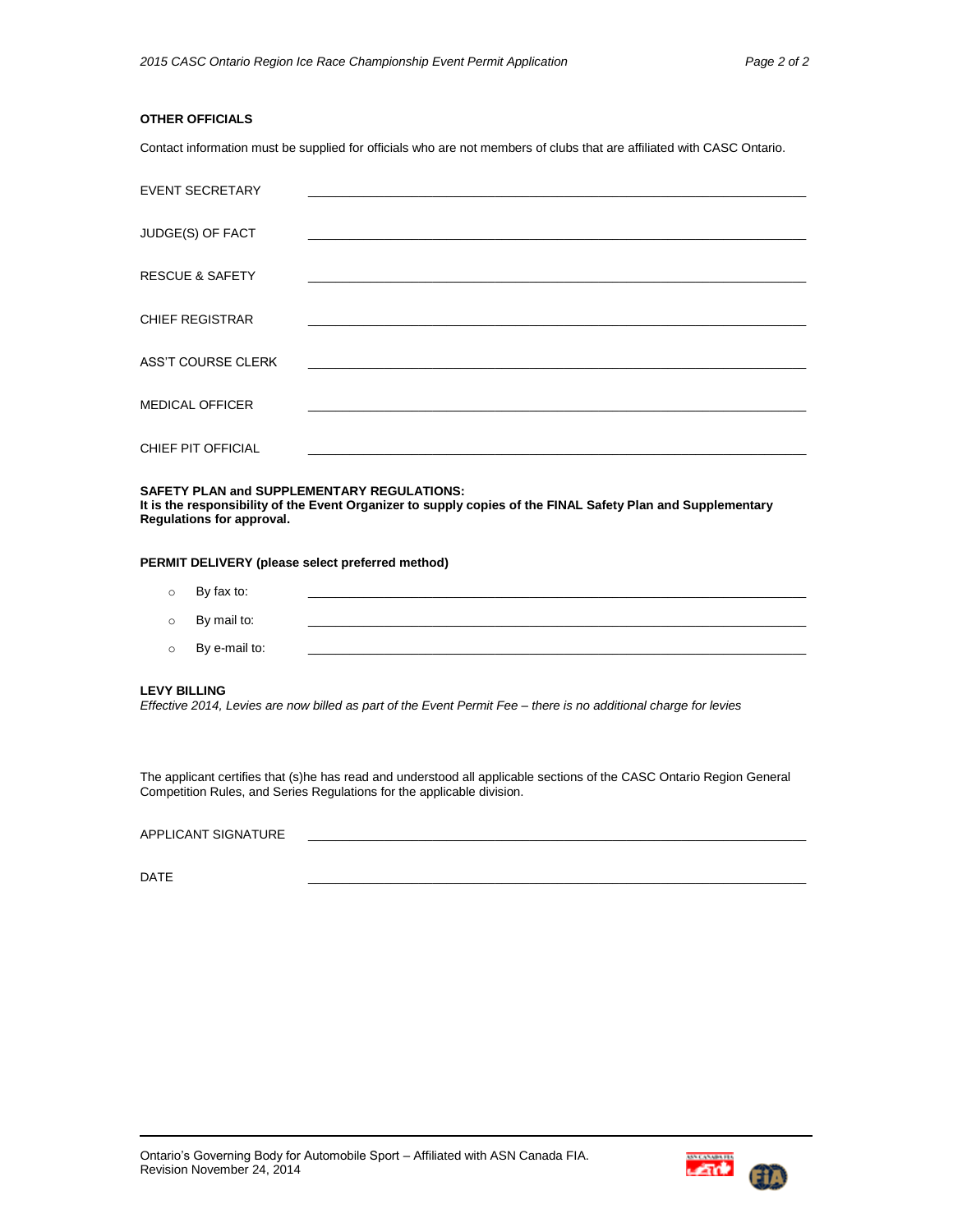**OTHER OFFICIALS**

Contact information must be supplied for officials who are not members of clubs that are affiliated with CASC Ontario.

EVENT SECRETARY \_\_\_\_\_\_\_\_\_\_\_\_\_\_\_\_\_\_\_\_\_\_\_\_\_\_\_\_\_\_\_\_\_\_\_\_\_\_\_\_

JUDGE(S) OF FACT \_\_\_\_\_\_\_\_\_\_\_\_\_\_\_\_\_\_\_\_\_\_\_\_\_\_\_\_\_\_\_\_\_\_\_\_\_\_\_\_

RESCUE & SAFETY \_\_\_\_\_\_\_\_\_\_\_\_\_\_\_\_\_\_\_\_\_\_\_\_\_\_\_\_\_\_\_\_\_\_\_\_\_\_\_\_

CHIEF REGISTRAR \_\_\_\_\_\_\_\_\_\_\_\_\_\_\_\_\_\_\_\_\_\_\_\_\_\_\_\_\_\_\_\_\_\_\_\_\_\_\_\_

ASS'T COURSE CLERK \_\_\_\_\_\_\_\_\_\_\_\_\_\_\_\_\_\_\_\_\_\_\_\_\_\_\_\_\_\_\_\_\_\_\_\_\_\_\_\_

MEDICAL OFFICER \_\_\_\_\_\_\_\_\_\_\_\_\_\_\_\_\_\_\_\_\_\_\_\_\_\_\_\_\_\_\_\_\_\_\_\_\_\_\_\_

CHIEF PIT OFFICIAL \_\_\_\_\_\_\_\_\_\_\_\_\_\_\_\_\_\_\_\_\_\_\_\_\_\_\_\_\_\_\_\_\_\_\_\_\_\_\_\_

**SAFETY PLAN and SUPPLEMENTARY REGULATIONS:**
**It is the responsibility of the Event Organizer to supply copies of the FINAL Safety Plan and Supplementary Regulations for approval.**

**PERMIT DELIVERY (please select preferred method)**

- ○ By fax to: \_\_\_\_\_\_\_\_\_\_\_\_\_\_\_\_\_\_\_\_\_\_\_\_\_\_\_\_\_\_\_\_\_\_\_\_\_\_\_\_
- ○ By mail to: \_\_\_\_\_\_\_\_\_\_\_\_\_\_\_\_\_\_\_\_\_\_\_\_\_\_\_\_\_\_\_\_\_\_\_\_\_\_\_\_
- ○ By e-mail to: \_\_\_\_\_\_\_\_\_\_\_\_\_\_\_\_\_\_\_\_\_\_\_\_\_\_\_\_\_\_\_\_\_\_\_\_\_\_\_\_

**LEVY BILLING**
*Effective 2014, Levies are now billed as part of the Event Permit Fee – there is no additional charge for levies*

The applicant certifies that (s)he has read and understood all applicable sections of the CASC Ontario Region General Competition Rules, and Series Regulations for the applicable division.

APPLICANT SIGNATURE \_\_\_\_\_\_\_\_\_\_\_\_\_\_\_\_\_\_\_\_\_\_\_\_\_\_\_\_\_\_\_\_\_\_\_\_\_\_\_\_

DATE \_\_\_\_\_\_\_\_\_\_\_\_\_\_\_\_\_\_\_\_\_\_\_\_\_\_\_\_\_\_\_\_\_\_\_\_\_\_\_\_

Ontario's Governing Body for Automobile Sport – Affiliated with ASN Canada FIA.
Revision November 24, 2014